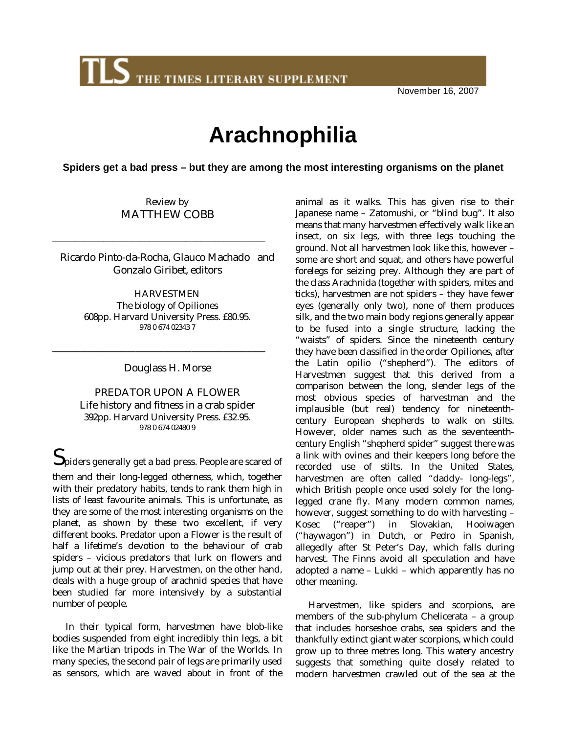# Arachnophilia

**Spiders get a bad press – but they are among the most interesting organisms on the planet**

Review by
MATTHEW COBB

---

Ricardo Pinto-da-Rocha, Glauco Machado and Gonzalo Giribet, editors

HARVESTMEN
The biology of Opiliones
608pp. Harvard University Press. £80.95.
978 0 674 02343 7

---

Douglass H. Morse

PREDATOR UPON A FLOWER
Life history and fitness in a crab spider
392pp. Harvard University Press. £32.95.
978 0 674 02480 9

Spiders generally get a bad press. People are scared of them and their long-legged otherness, which, together with their predatory habits, tends to rank them high in lists of least favourite animals. This is unfortunate, as they are some of the most interesting organisms on the planet, as shown by these two excellent, if very different books. Predator upon a Flower is the result of half a lifetime's devotion to the behaviour of crab spiders – vicious predators that lurk on flowers and jump out at their prey. Harvestmen, on the other hand, deals with a huge group of arachnid species that have been studied far more intensively by a substantial number of people.

In their typical form, harvestmen have blob-like bodies suspended from eight incredibly thin legs, a bit like the Martian tripods in The War of the Worlds. In many species, the second pair of legs are primarily used as sensors, which are waved about in front of the animal as it walks. This has given rise to their Japanese name – Zatomushi, or "blind bug". It also means that many harvestmen effectively walk like an insect, on six legs, with three legs touching the ground. Not all harvestmen look like this, however – some are short and squat, and others have powerful forelegs for seizing prey. Although they are part of the class Arachnida (together with spiders, mites and ticks), harvestmen are not spiders – they have fewer eyes (generally only two), none of them produces silk, and the two main body regions generally appear to be fused into a single structure, lacking the "waists" of spiders. Since the nineteenth century they have been classified in the order Opiliones, after the Latin opilio ("shepherd"). The editors of Harvestmen suggest that this derived from a comparison between the long, slender legs of the most obvious species of harvestman and the implausible (but real) tendency for nineteenth-century European shepherds to walk on stilts. However, older names such as the seventeenth-century English "shepherd spider" suggest there was a link with ovines and their keepers long before the recorded use of stilts. In the United States, harvestmen are often called "daddy- long-legs", which British people once used solely for the long-legged crane fly. Many modern common names, however, suggest something to do with harvesting – Kosec ("reaper") in Slovakian, Hooiwagen ("haywagon") in Dutch, or Pedro in Spanish, allegedly after St Peter's Day, which falls during harvest. The Finns avoid all speculation and have adopted a name – Lukki – which apparently has no other meaning.

Harvestmen, like spiders and scorpions, are members of the sub-phylum Chelicerata – a group that includes horseshoe crabs, sea spiders and the thankfully extinct giant water scorpions, which could grow up to three metres long. This watery ancestry suggests that something quite closely related to modern harvestmen crawled out of the sea at the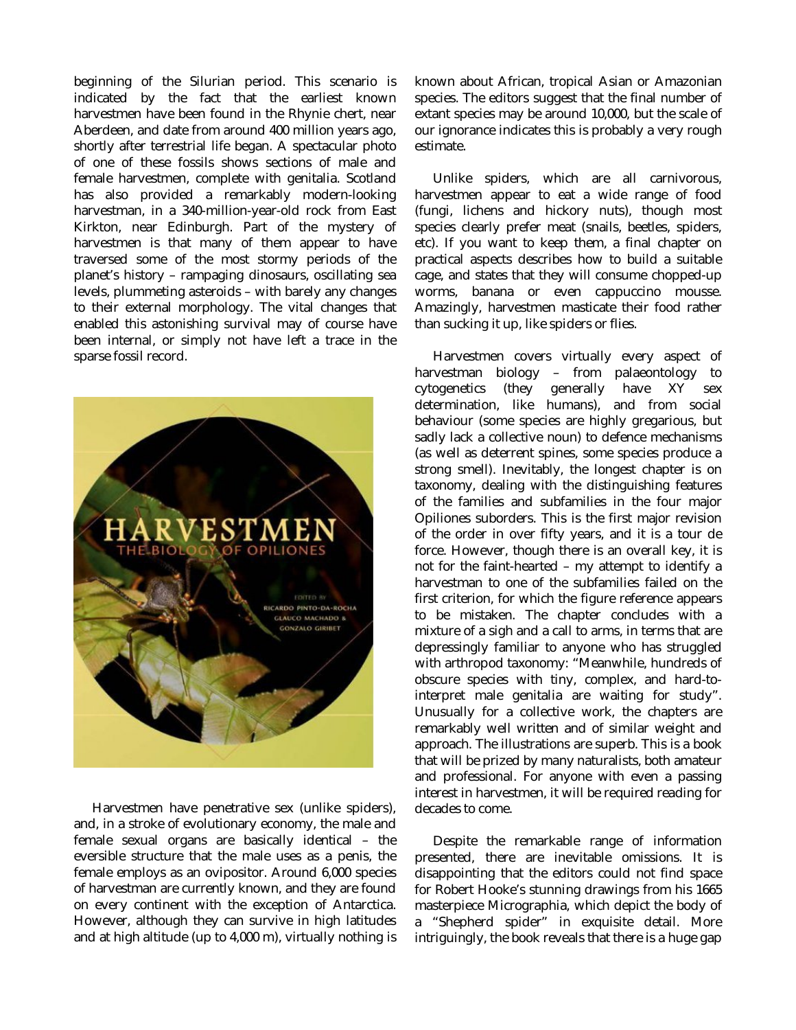beginning of the Silurian period. This scenario is indicated by the fact that the earliest known harvestmen have been found in the Rhynie chert, near Aberdeen, and date from around 400 million years ago, shortly after terrestrial life began. A spectacular photo of one of these fossils shows sections of male and female harvestmen, complete with genitalia. Scotland has also provided a remarkably modern-looking harvestman, in a 340-million-year-old rock from East Kirkton, near Edinburgh. Part of the mystery of harvestmen is that many of them appear to have traversed some of the most stormy periods of the planet's history – rampaging dinosaurs, oscillating sea levels, plummeting asteroids – with barely any changes to their external morphology. The vital changes that enabled this astonishing survival may of course have been internal, or simply not have left a trace in the sparse fossil record.

Harvestmen have penetrative sex (unlike spiders), and, in a stroke of evolutionary economy, the male and female sexual organs are basically identical – the eversible structure that the male uses as a penis, the female employs as an ovipositor. Around 6,000 species of harvestman are currently known, and they are found on every continent with the exception of Antarctica. However, although they can survive in high latitudes and at high altitude (up to 4,000 m), virtually nothing is known about African, tropical Asian or Amazonian species. The editors suggest that the final number of extant species may be around 10,000, but the scale of our ignorance indicates this is probably a very rough estimate.

Unlike spiders, which are all carnivorous, harvestmen appear to eat a wide range of food (fungi, lichens and hickory nuts), though most species clearly prefer meat (snails, beetles, spiders, etc). If you want to keep them, a final chapter on practical aspects describes how to build a suitable cage, and states that they will consume chopped-up worms, banana or even cappuccino mousse. Amazingly, harvestmen masticate their food rather than sucking it up, like spiders or flies.

Harvestmen covers virtually every aspect of harvestman biology – from palaeontology to cytogenetics (they generally have XY sex determination, like humans), and from social behaviour (some species are highly gregarious, but sadly lack a collective noun) to defence mechanisms (as well as deterrent spines, some species produce a strong smell). Inevitably, the longest chapter is on taxonomy, dealing with the distinguishing features of the families and subfamilies in the four major Opiliones suborders. This is the first major revision of the order in over fifty years, and it is a tour de force. However, though there is an overall key, it is not for the faint-hearted – my attempt to identify a harvestman to one of the subfamilies failed on the first criterion, for which the figure reference appears to be mistaken. The chapter concludes with a mixture of a sigh and a call to arms, in terms that are depressingly familiar to anyone who has struggled with arthropod taxonomy: "Meanwhile, hundreds of obscure species with tiny, complex, and hard-to-interpret male genitalia are waiting for study". Unusually for a collective work, the chapters are remarkably well written and of similar weight and approach. The illustrations are superb. This is a book that will be prized by many naturalists, both amateur and professional. For anyone with even a passing interest in harvestmen, it will be required reading for decades to come.

Despite the remarkable range of information presented, there are inevitable omissions. It is disappointing that the editors could not find space for Robert Hooke's stunning drawings from his 1665 masterpiece Micrographia, which depict the body of a "Shepherd spider" in exquisite detail. More intriguingly, the book reveals that there is a huge gap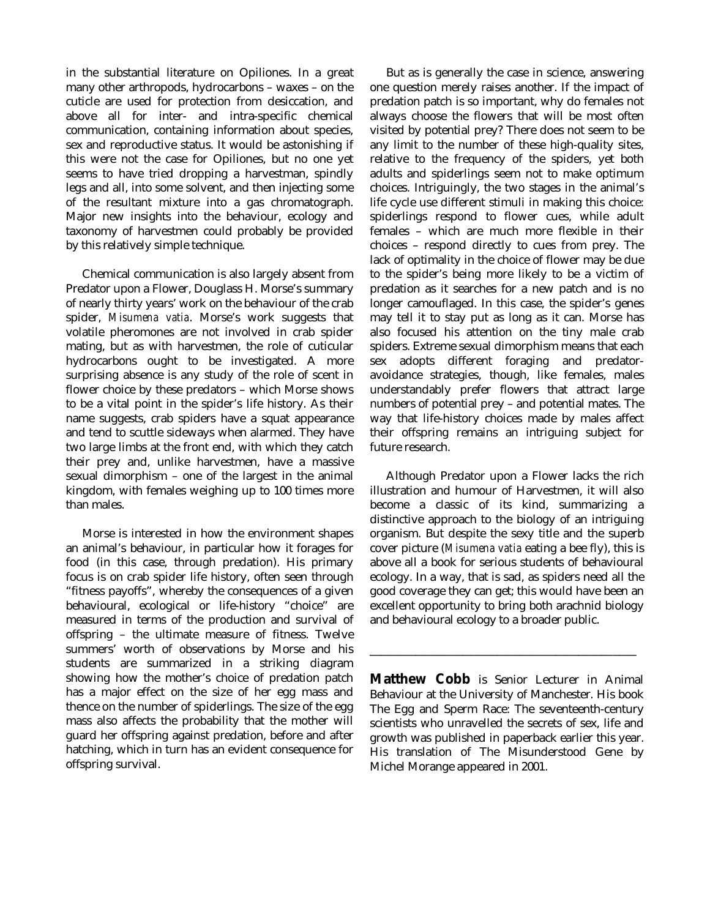in the substantial literature on Opiliones. In a great many other arthropods, hydrocarbons – waxes – on the cuticle are used for protection from desiccation, and above all for inter- and intra-specific chemical communication, containing information about species, sex and reproductive status. It would be astonishing if this were not the case for Opiliones, but no one yet seems to have tried dropping a harvestman, spindly legs and all, into some solvent, and then injecting some of the resultant mixture into a gas chromatograph. Major new insights into the behaviour, ecology and taxonomy of harvestmen could probably be provided by this relatively simple technique.

Chemical communication is also largely absent from Predator upon a Flower, Douglass H. Morse's summary of nearly thirty years' work on the behaviour of the crab spider, *Misumena vatia*. Morse's work suggests that volatile pheromones are not involved in crab spider mating, but as with harvestmen, the role of cuticular hydrocarbons ought to be investigated. A more surprising absence is any study of the role of scent in flower choice by these predators – which Morse shows to be a vital point in the spider's life history. As their name suggests, crab spiders have a squat appearance and tend to scuttle sideways when alarmed. They have two large limbs at the front end, with which they catch their prey and, unlike harvestmen, have a massive sexual dimorphism – one of the largest in the animal kingdom, with females weighing up to 100 times more than males.

Morse is interested in how the environment shapes an animal's behaviour, in particular how it forages for food (in this case, through predation). His primary focus is on crab spider life history, often seen through "fitness payoffs", whereby the consequences of a given behavioural, ecological or life-history "choice" are measured in terms of the production and survival of offspring – the ultimate measure of fitness. Twelve summers' worth of observations by Morse and his students are summarized in a striking diagram showing how the mother's choice of predation patch has a major effect on the size of her egg mass and thence on the number of spiderlings. The size of the egg mass also affects the probability that the mother will guard her offspring against predation, before and after hatching, which in turn has an evident consequence for offspring survival.

But as is generally the case in science, answering one question merely raises another. If the impact of predation patch is so important, why do females not always choose the flowers that will be most often visited by potential prey? There does not seem to be any limit to the number of these high-quality sites, relative to the frequency of the spiders, yet both adults and spiderlings seem not to make optimum choices. Intriguingly, the two stages in the animal's life cycle use different stimuli in making this choice: spiderlings respond to flower cues, while adult females – which are much more flexible in their choices – respond directly to cues from prey. The lack of optimality in the choice of flower may be due to the spider's being more likely to be a victim of predation as it searches for a new patch and is no longer camouflaged. In this case, the spider's genes may tell it to stay put as long as it can. Morse has also focused his attention on the tiny male crab spiders. Extreme sexual dimorphism means that each sex adopts different foraging and predator-avoidance strategies, though, like females, males understandably prefer flowers that attract large numbers of potential prey – and potential mates. The way that life-history choices made by males affect their offspring remains an intriguing subject for future research.

Although Predator upon a Flower lacks the rich illustration and humour of Harvestmen, it will also become a classic of its kind, summarizing a distinctive approach to the biology of an intriguing organism. But despite the sexy title and the superb cover picture (*Misumena vatia* eating a bee fly), this is above all a book for serious students of behavioural ecology. In a way, that is sad, as spiders need all the good coverage they can get; this would have been an excellent opportunity to bring both arachnid biology and behavioural ecology to a broader public.

---

**Matthew Cobb** is Senior Lecturer in Animal Behaviour at the University of Manchester. His book The Egg and Sperm Race: The seventeenth-century scientists who unravelled the secrets of sex, life and growth was published in paperback earlier this year. His translation of The Misunderstood Gene by Michel Morange appeared in 2001.